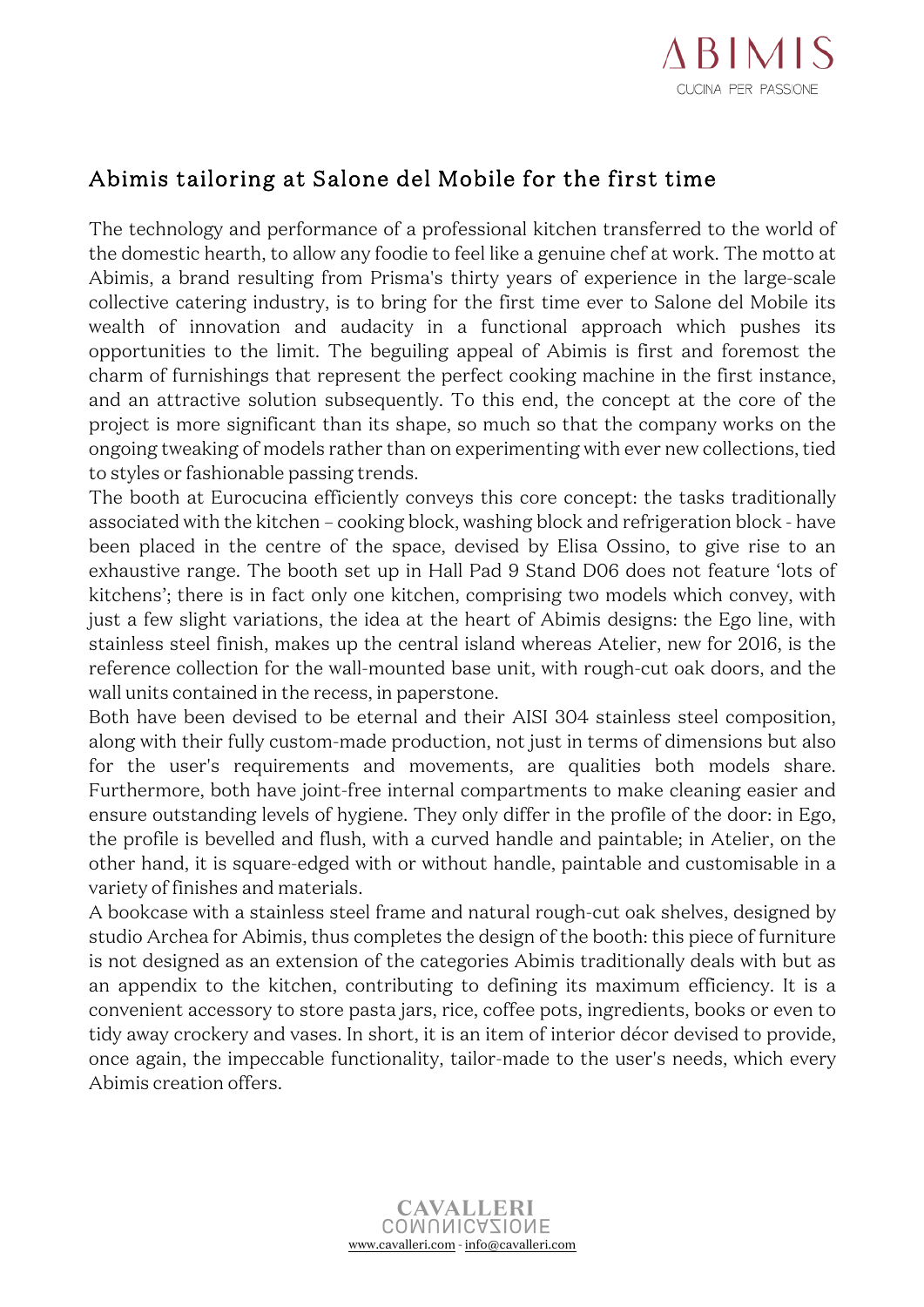## Abimis tailoring at Salone del Mobile for the first time

The technology and performance of a professional kitchen transferred to the world of the domestic hearth, to allow any foodie to feel like a genuine chef at work. The motto at Abimis, a brand resulting from Prisma's thirty years of experience in the large-scale collective catering industry, is to bring for the first time ever to Salone del Mobile its wealth of innovation and audacity in a functional approach which pushes its opportunities to the limit. The beguiling appeal of Abimis is first and foremost the charm of furnishings that represent the perfect cooking machine in the first instance, and an attractive solution subsequently. To this end, the concept at the core of the project is more significant than its shape, so much so that the company works on the ongoing tweaking of models rather than on experimenting with ever new collections, tied to styles or fashionable passing trends.

The booth at Eurocucina efficiently conveys this core concept: the tasks traditionally associated with the kitchen – cooking block, washing block and refrigeration block - have been placed in the centre of the space, devised by Elisa Ossino, to give rise to an exhaustive range. The booth set up in Hall Pad 9 Stand D06 does not feature 'lots of kitchens'; there is in fact only one kitchen, comprising two models which convey, with just a few slight variations, the idea at the heart of Abimis designs: the Ego line, with stainless steel finish, makes up the central island whereas Atelier, new for 2016, is the reference collection for the wall-mounted base unit, with rough-cut oak doors, and the wall units contained in the recess, in paperstone.

Both have been devised to be eternal and their AISI 304 stainless steel composition, along with their fully custom-made production, not just in terms of dimensions but also for the user's requirements and movements, are qualities both models share. Furthermore, both have joint-free internal compartments to make cleaning easier and ensure outstanding levels of hygiene. They only differ in the profile of the door: in Ego, the profile is bevelled and flush, with a curved handle and paintable; in Atelier, on the other hand, it is square-edged with or without handle, paintable and customisable in a variety of finishes and materials.

A bookcase with a stainless steel frame and natural rough-cut oak shelves, designed by studio Archea for Abimis, thus completes the design of the booth: this piece of furniture is not designed as an extension of the categories Abimis traditionally deals with but as an appendix to the kitchen, contributing to defining its maximum efficiency. It is a convenient accessory to store pasta jars, rice, coffee pots, ingredients, books or even to tidy away crockery and vases. In short, it is an item of interior décor devised to provide, once again, the impeccable functionality, tailor-made to the user's needs, which every Abimis creation offers.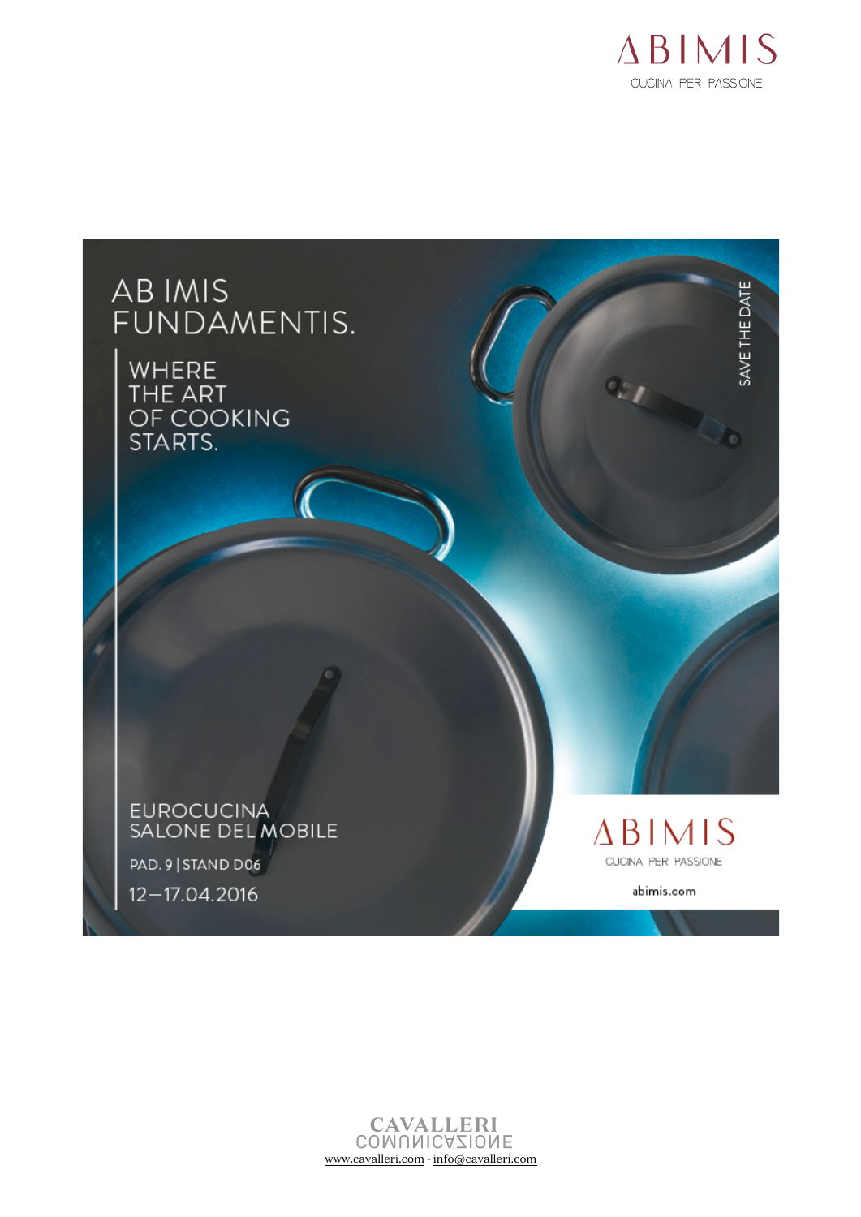ABIMIS

CUCINA PER PASSIONE

AB IMIS
FUNDAMENTIS.

WHERE
THE ART
OF COOKING
STARTS.

SAVE THE DATE

EUROCUCINA
SALONE DEL MOBILE

PAD. 9 | STAND D06

12—17.04.2016

ABIMIS

CUCINA PER PASSIONE

abimis.com

CAVALLERI
COMUNICAZIONE
www.cavalleri.com - info@cavalleri.com